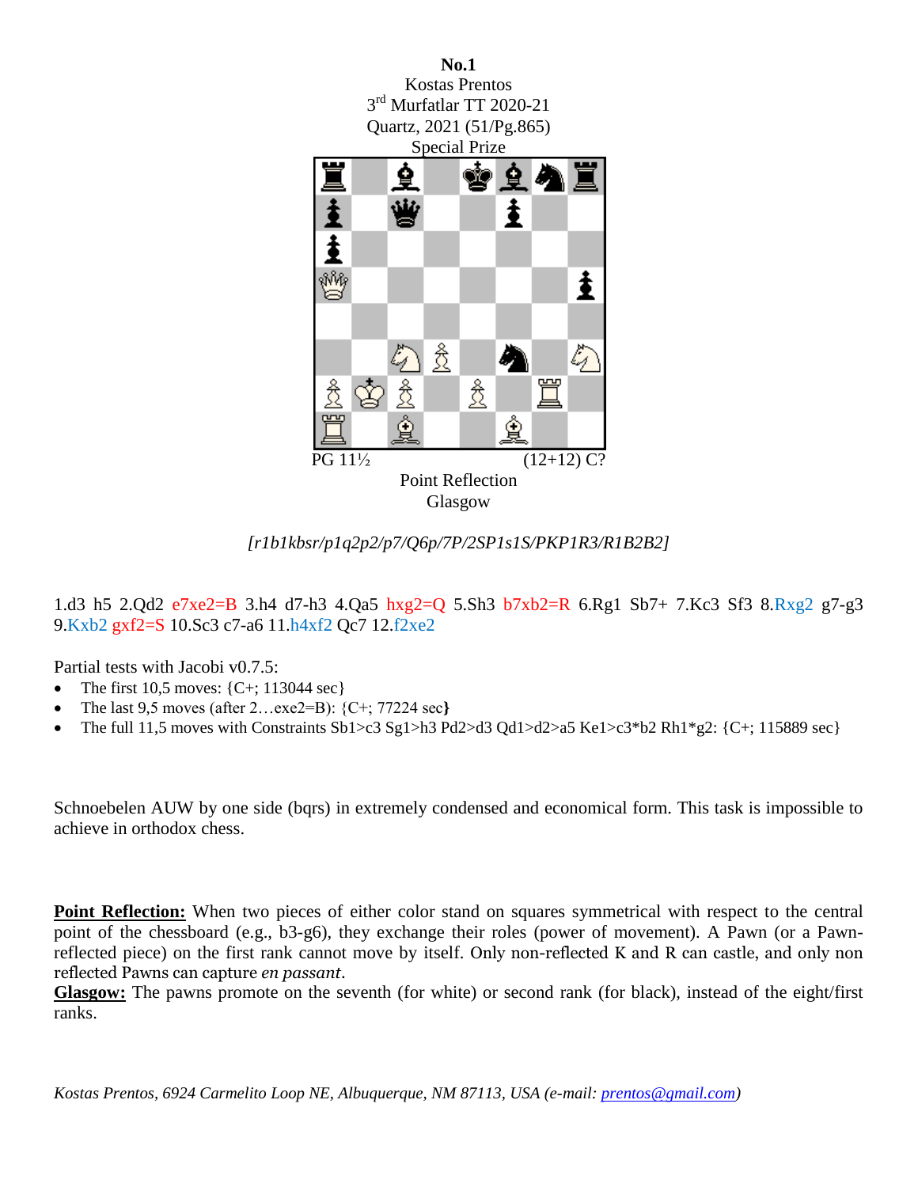**No.1**
Kostas Prentos
3rd Murfatlar TT 2020-21
Quartz, 2021 (51/Pg.865)
Special Prize

PG 11½ (12+12) C?
Point Reflection
Glasgow

*[r1b1kbsr/p1q2p2/p7/Q6p/7P/2SP1s1S/PKP1R3/R1B2B2]*

1.d3 h5 2.Qd2 e7xe2=B 3.h4 d7-h3 4.Qa5 hxg2=Q 5.Sh3 b7xb2=R 6.Rg1 Sb7+ 7.Kc3 Sf3 8.Rxg2 g7-g3 9.Kxb2 gxf2=S 10.Sc3 c7-a6 11.h4xf2 Qc7 12.f2xe2

Partial tests with Jacobi v0.7.5:

- The first 10,5 moves: {C+; 113044 sec}
- The last 9,5 moves (after 2…exe2=B): {C+; 77224 sec}
- The full 11,5 moves with Constraints Sb1>c3 Sg1>h3 Pd2>d3 Qd1>d2>a5 Ke1>c3*b2 Rh1*g2: {C+; 115889 sec}

Schnoebelen AUW by one side (bqrs) in extremely condensed and economical form. This task is impossible to achieve in orthodox chess.

**Point Reflection:** When two pieces of either color stand on squares symmetrical with respect to the central point of the chessboard (e.g., b3-g6), they exchange their roles (power of movement). A Pawn (or a Pawn-reflected piece) on the first rank cannot move by itself. Only non-reflected K and R can castle, and only non reflected Pawns can capture *en passant*.
**Glasgow:** The pawns promote on the seventh (for white) or second rank (for black), instead of the eight/first ranks.

*Kostas Prentos, 6924 Carmelito Loop NE, Albuquerque, NM 87113, USA (e-mail: prentos@gmail.com)*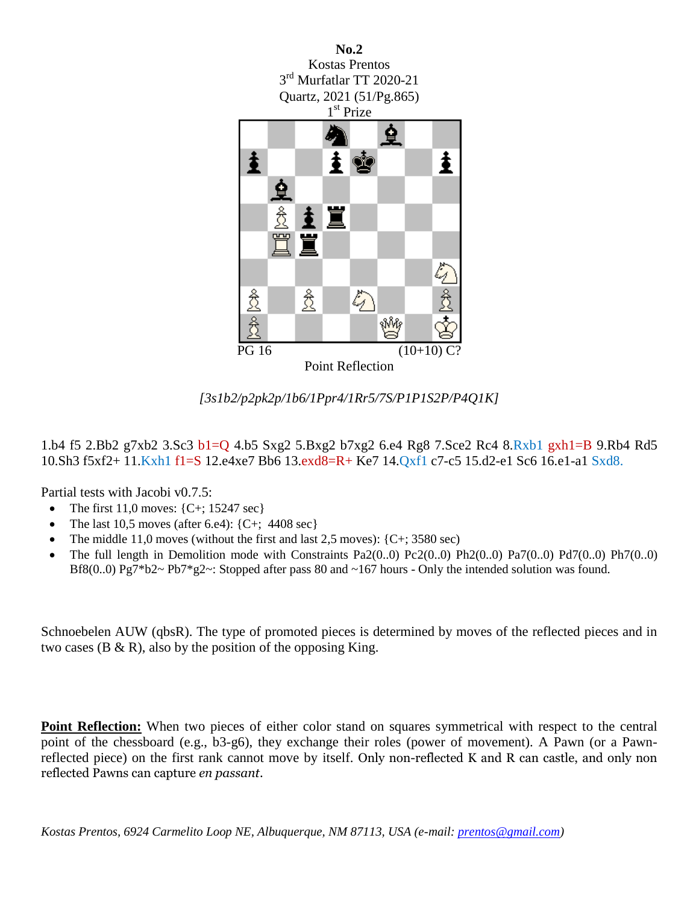**No.2**
Kostas Prentos
3rd Murfatlar TT 2020-21
Quartz, 2021 (51/Pg.865)
1st Prize

PG 16 (10+10) C?

Point Reflection

*[3s1b2/p2pk2p/1b6/1Ppr4/1Rr5/7S/P1P1S2P/P4Q1K]*

1.b4 f5 2.Bb2 g7xb2 3.Sc3 b1=Q 4.b5 Sxg2 5.Bxg2 b7xg2 6.e4 Rg8 7.Sce2 Rc4 8.Rxb1 gxh1=B 9.Rb4 Rd5 10.Sh3 f5xf2+ 11.Kxh1 f1=S 12.e4xe7 Bb6 13.exd8=R+ Ke7 14.Qxf1 c7-c5 15.d2-e1 Sc6 16.e1-a1 Sxd8.

Partial tests with Jacobi v0.7.5:

- The first 11,0 moves: {C+; 15247 sec}
- The last 10,5 moves (after 6.e4): {C+; 4408 sec}
- The middle 11,0 moves (without the first and last 2,5 moves): {C+; 3580 sec}
- The full length in Demolition mode with Constraints Pa2(0..0) Pc2(0..0) Ph2(0..0) Pa7(0..0) Pd7(0..0) Ph7(0..0) Bf8(0..0) Pg7*b2~ Pb7*g2~: Stopped after pass 80 and ~167 hours - Only the intended solution was found.

Schnoebelen AUW (qbsR). The type of promoted pieces is determined by moves of the reflected pieces and in two cases (B & R), also by the position of the opposing King.

**Point Reflection:** When two pieces of either color stand on squares symmetrical with respect to the central point of the chessboard (e.g., b3-g6), they exchange their roles (power of movement). A Pawn (or a Pawn-reflected piece) on the first rank cannot move by itself. Only non-reflected K and R can castle, and only non reflected Pawns can capture *en passant*.

*Kostas Prentos, 6924 Carmelito Loop NE, Albuquerque, NM 87113, USA (e-mail: prentos@gmail.com)*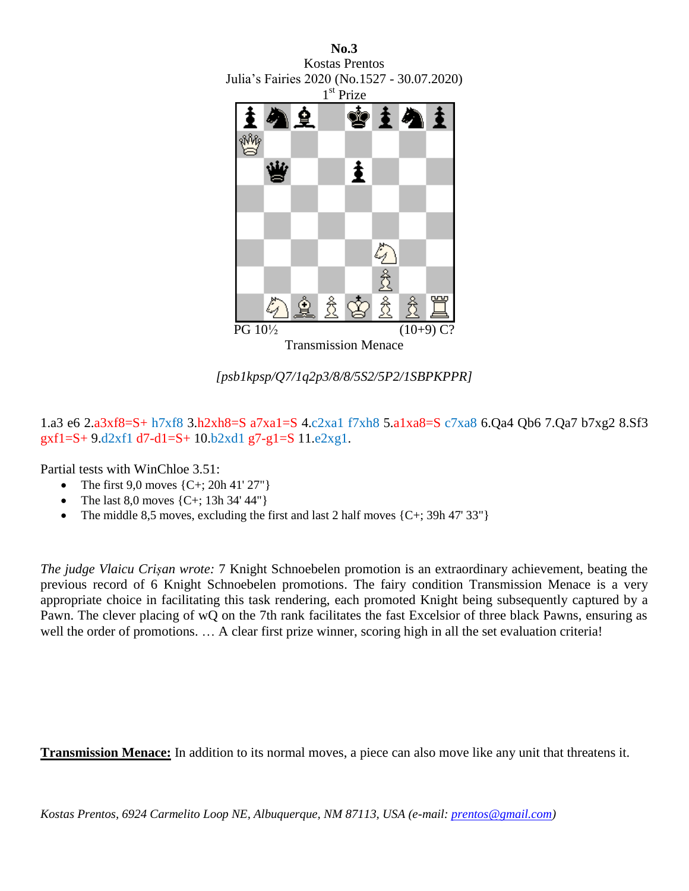**No.3**
Kostas Prentos
Julia's Fairies 2020 (No.1527 - 30.07.2020)
1st Prize

PG 10½ (10+9) C?
Transmission Menace

*[psb1kpsp/Q7/1q2p3/8/8/5S2/5P2/1SBPKPPR]*

1.a3 e6 2.a3xf8=S+ h7xf8 3.h2xh8=S a7xa1=S 4.c2xa1 f7xh8 5.a1xa8=S c7xa8 6.Qa4 Qb6 7.Qa7 b7xg2 8.Sf3 gxf1=S+ 9.d2xf1 d7-d1=S+ 10.b2xd1 g7-g1=S 11.e2xg1.

Partial tests with WinChloe 3.51:

- The first 9,0 moves {C+; 20h 41' 27"}
- The last 8,0 moves {C+; 13h 34' 44"}
- The middle 8,5 moves, excluding the first and last 2 half moves {C+; 39h 47' 33"}

*The judge Vlaicu Crişan wrote:* 7 Knight Schnoebelen promotion is an extraordinary achievement, beating the previous record of 6 Knight Schnoebelen promotions. The fairy condition Transmission Menace is a very appropriate choice in facilitating this task rendering, each promoted Knight being subsequently captured by a Pawn. The clever placing of wQ on the 7th rank facilitates the fast Excelsior of three black Pawns, ensuring as well the order of promotions. … A clear first prize winner, scoring high in all the set evaluation criteria!

**Transmission Menace:** In addition to its normal moves, a piece can also move like any unit that threatens it.

*Kostas Prentos, 6924 Carmelito Loop NE, Albuquerque, NM 87113, USA (e-mail: prentos@gmail.com)*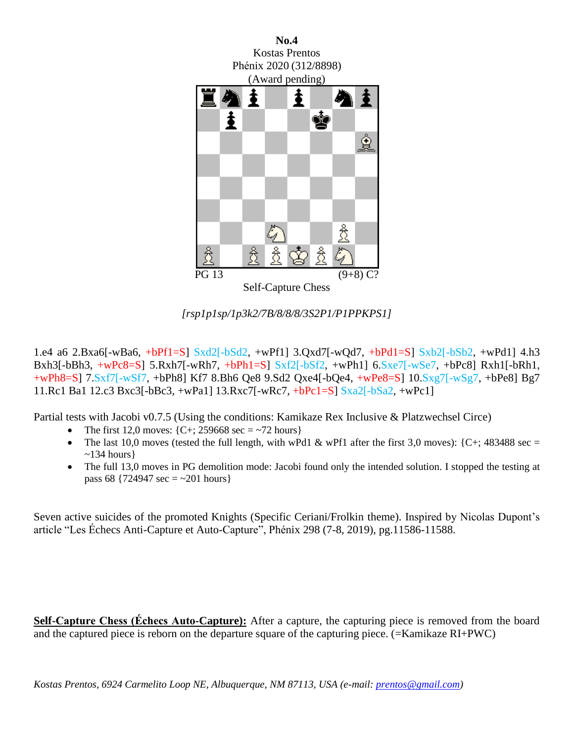**No.4**
Kostas Prentos
Phénix 2020 (312/8898)
(Award pending)

PG 13 (9+8) C?

Self-Capture Chess

*[rsp1p1sp/1p3k2/7B/8/8/8/3S2P1/P1PPKPS1]*

1.e4 a6 2.Bxa6[-wBa6, +bPf1=S] Sxd2[-bSd2, +wPf1] 3.Qxd7[-wQd7, +bPd1=S] Sxb2[-bSb2, +wPd1] 4.h3 Bxh3[-bBh3, +wPc8=S] 5.Rxh7[-wRh7, +bPh1=S] Sxf2[-bSf2, +wPh1] 6.Sxe7[-wSe7, +bPc8] Rxh1[-bRh1, +wPh8=S] 7.Sxf7[-wSf7, +bPh8] Kf7 8.Bh6 Qe8 9.Sd2 Qxe4[-bQe4, +wPe8=S] 10.Sxg7[-wSg7, +bPe8] Bg7 11.Rc1 Ba1 12.c3 Bxc3[-bBc3, +wPa1] 13.Rxc7[-wRc7, +bPc1=S] Sxa2[-bSa2, +wPc1]

Partial tests with Jacobi v0.7.5 (Using the conditions: Kamikaze Rex Inclusive & Platzwechsel Circe)

- The first 12,0 moves: {C+; 259668 sec = ~72 hours}
- The last 10,0 moves (tested the full length, with wPd1 & wPf1 after the first 3,0 moves): {C+; 483488 sec = ~134 hours}
- The full 13,0 moves in PG demolition mode: Jacobi found only the intended solution. I stopped the testing at pass 68 {724947 sec = ~201 hours}

Seven active suicides of the promoted Knights (Specific Ceriani/Frolkin theme). Inspired by Nicolas Dupont's article "Les Échecs Anti-Capture et Auto-Capture", Phénix 298 (7-8, 2019), pg.11586-11588.

**Self-Capture Chess (Échecs Auto-Capture):** After a capture, the capturing piece is removed from the board and the captured piece is reborn on the departure square of the capturing piece. (=Kamikaze RI+PWC)

*Kostas Prentos, 6924 Carmelito Loop NE, Albuquerque, NM 87113, USA (e-mail: prentos@gmail.com)*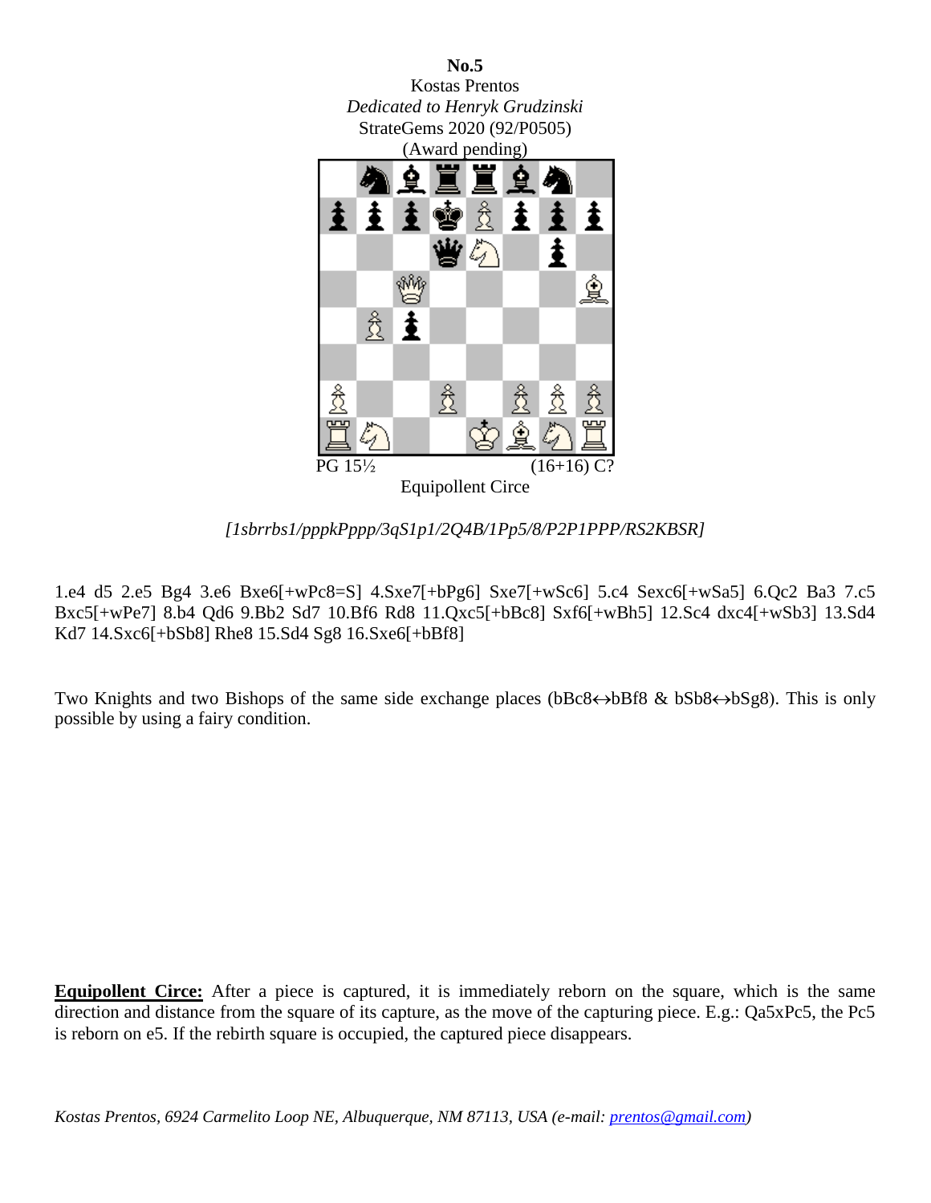**No.5**
Kostas Prentos
*Dedicated to Henryk Grudzinski*
StrateGems 2020 (92/P0505)
(Award pending)

PG 15½ (16+16) C?

Equipollent Circe

*[1sbrrbs1/pppkPppp/3qS1p1/2Q4B/1Pp5/8/P2P1PPP/RS2KBSR]*

1.e4 d5 2.e5 Bg4 3.e6 Bxe6[+wPc8=S] 4.Sxe7[+bPg6] Sxe7[+wSc6] 5.c4 Sexc6[+wSa5] 6.Qc2 Ba3 7.c5 Bxc5[+wPe7] 8.b4 Qd6 9.Bb2 Sd7 10.Bf6 Rd8 11.Qxc5[+bBc8] Sxf6[+wBh5] 12.Sc4 dxc4[+wSb3] 13.Sd4 Kd7 14.Sxc6[+bSb8] Rhe8 15.Sd4 Sg8 16.Sxe6[+bBf8]

Two Knights and two Bishops of the same side exchange places (bBc8↔bBf8 & bSb8↔bSg8). This is only possible by using a fairy condition.

**Equipollent Circe:** After a piece is captured, it is immediately reborn on the square, which is the same direction and distance from the square of its capture, as the move of the capturing piece. E.g.: Qa5xPc5, the Pc5 is reborn on e5. If the rebirth square is occupied, the captured piece disappears.

*Kostas Prentos, 6924 Carmelito Loop NE, Albuquerque, NM 87113, USA (e-mail: prentos@gmail.com)*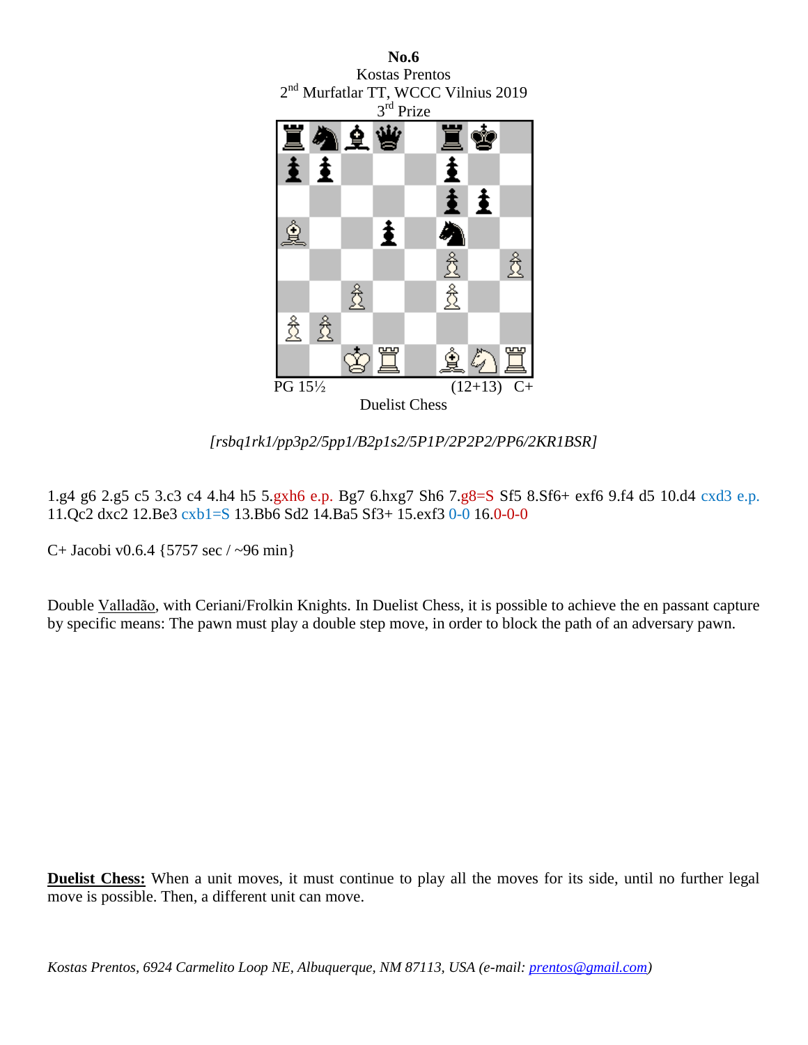**No.6**
Kostas Prentos
2nd Murfatlar TT, WCCC Vilnius 2019
3rd Prize

PG 15½ (12+13) C+

Duelist Chess

*[rsbq1rk1/pp3p2/5pp1/B2p1s2/5P1P/2P2P2/PP6/2KR1BSR]*

1.g4 g6 2.g5 c5 3.c3 c4 4.h4 h5 5.gxh6 e.p. Bg7 6.hxg7 Sh6 7.g8=S Sf5 8.Sf6+ exf6 9.f4 d5 10.d4 cxd3 e.p. 11.Qc2 dxc2 12.Be3 cxb1=S 13.Bb6 Sd2 14.Ba5 Sf3+ 15.exf3 0-0 16.0-0-0

C+ Jacobi v0.6.4 {5757 sec / ~96 min}

Double Valladão, with Ceriani/Frolkin Knights. In Duelist Chess, it is possible to achieve the en passant capture by specific means: The pawn must play a double step move, in order to block the path of an adversary pawn.

**Duelist Chess:** When a unit moves, it must continue to play all the moves for its side, until no further legal move is possible. Then, a different unit can move.

*Kostas Prentos, 6924 Carmelito Loop NE, Albuquerque, NM 87113, USA (e-mail: prentos@gmail.com)*